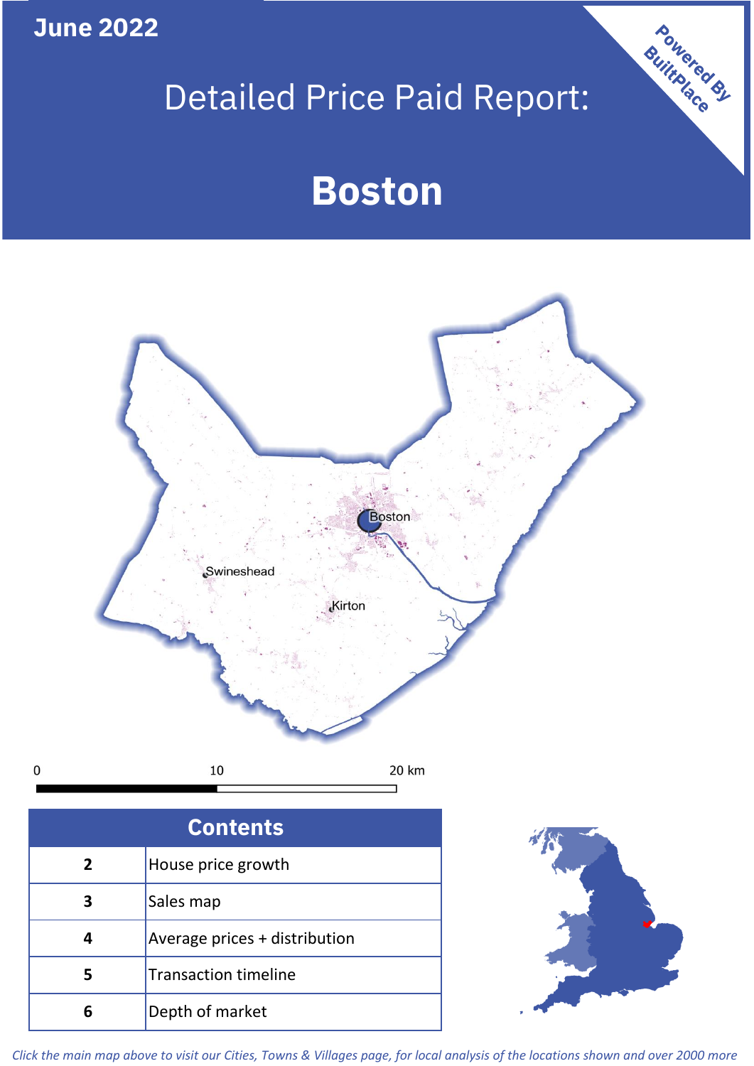June 2022

# Detailed Price Paid Report:

# Boston

Powered By BuiltPlace

| Contents | |
|---|---|
| 2 | House price growth |
| 3 | Sales map |
| 4 | Average prices + distribution |
| 5 | Transaction timeline |
| 6 | Depth of market |

*Click the main map above to visit our Cities, Towns & Villages page, for local analysis of the locations shown and over 2000 more*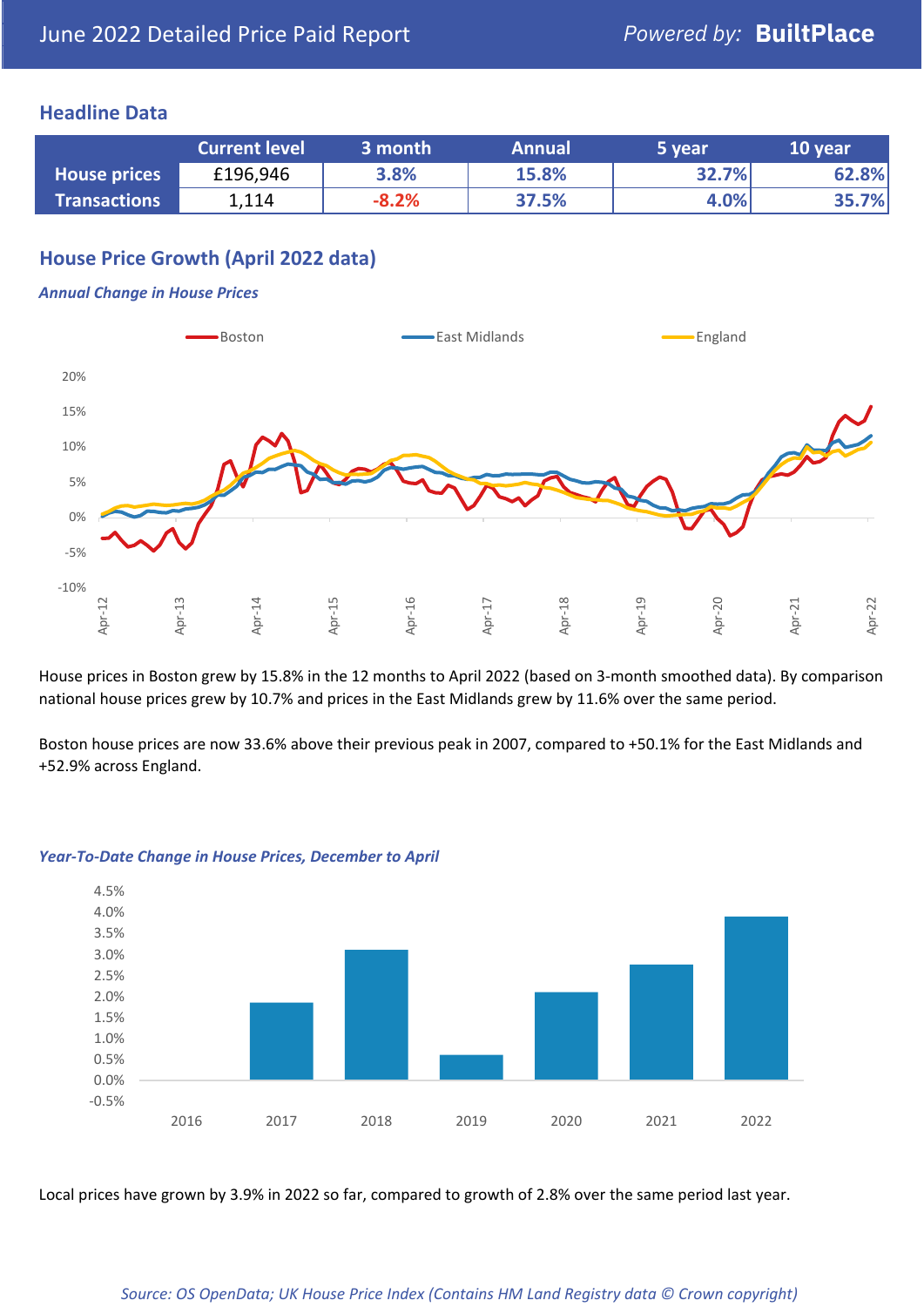June 2022 Detailed Price Paid Report

*Powered by:* **BuiltPlace**

## Headline Data

| | Current level | 3 month | Annual | 5 year | 10 year |
|---|---|---|---|---|---|
| **House prices** | £196,946 | 3.8% | 15.8% | 32.7% | 62.8% |
| **Transactions** | 1,114 | -8.2% | 37.5% | 4.0% | 35.7% |

## House Price Growth (April 2022 data)

### *Annual Change in House Prices*

House prices in Boston grew by 15.8% in the 12 months to April 2022 (based on 3-month smoothed data). By comparison national house prices grew by 10.7% and prices in the East Midlands grew by 11.6% over the same period.

Boston house prices are now 33.6% above their previous peak in 2007, compared to +50.1% for the East Midlands and +52.9% across England.

### *Year-To-Date Change in House Prices, December to April*

Local prices have grown by 3.9% in 2022 so far, compared to growth of 2.8% over the same period last year.

*Source: OS OpenData; UK House Price Index (Contains HM Land Registry data © Crown copyright)*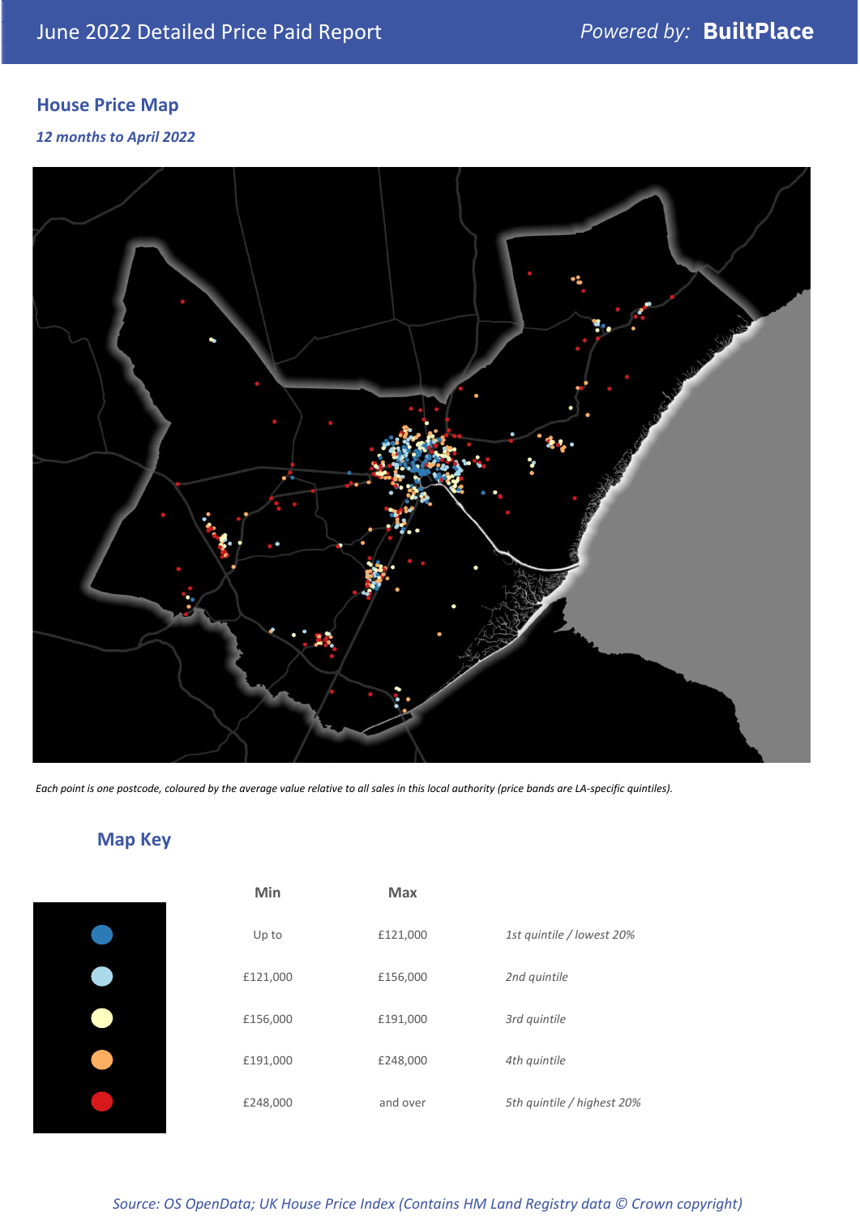## House Price Map

*12 months to April 2022*

*Each point is one postcode, coloured by the average value relative to all sales in this local authority (price bands are LA-specific quintiles).*

## Map Key

| | Min | Max | |
|---|---|---|---|
| Dark blue | Up to | £121,000 | *1st quintile / lowest 20%* |
| Light blue | £121,000 | £156,000 | *2nd quintile* |
| Yellow | £156,000 | £191,000 | *3rd quintile* |
| Orange | £191,000 | £248,000 | *4th quintile* |
| Red | £248,000 | and over | *5th quintile / highest 20%* |

*Source: OS OpenData; UK House Price Index (Contains HM Land Registry data © Crown copyright)*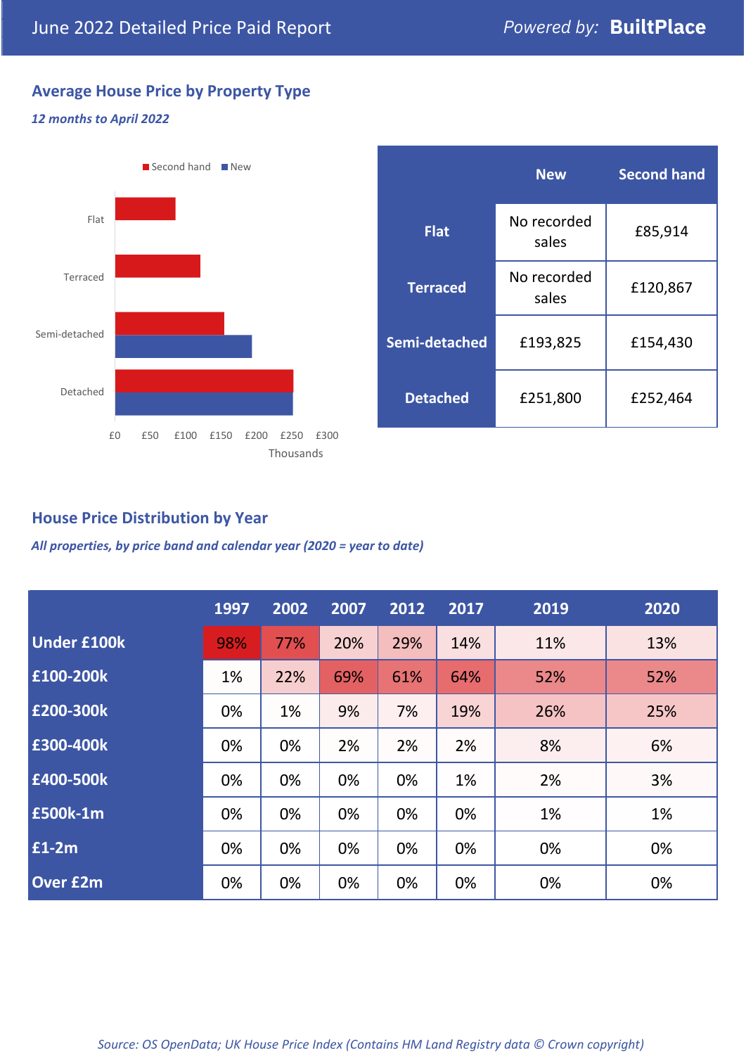## June 2022 Detailed Price Paid Report

*Powered by:* **BuiltPlace**

### Average House Price by Property Type

***12 months to April 2022***

|  | New | Second hand |
|---|---|---|
| **Flat** | No recorded sales | £85,914 |
| **Terraced** | No recorded sales | £120,867 |
| **Semi-detached** | £193,825 | £154,430 |
| **Detached** | £251,800 | £252,464 |

### House Price Distribution by Year

***All properties, by price band and calendar year (2020 = year to date)***

|  | 1997 | 2002 | 2007 | 2012 | 2017 | 2019 | 2020 |
|---|---|---|---|---|---|---|---|
| **Under £100k** | 98% | 77% | 20% | 29% | 14% | 11% | 13% |
| **£100-200k** | 1% | 22% | 69% | 61% | 64% | 52% | 52% |
| **£200-300k** | 0% | 1% | 9% | 7% | 19% | 26% | 25% |
| **£300-400k** | 0% | 0% | 2% | 2% | 2% | 8% | 6% |
| **£400-500k** | 0% | 0% | 0% | 0% | 1% | 2% | 3% |
| **£500k-1m** | 0% | 0% | 0% | 0% | 0% | 1% | 1% |
| **£1-2m** | 0% | 0% | 0% | 0% | 0% | 0% | 0% |
| **Over £2m** | 0% | 0% | 0% | 0% | 0% | 0% | 0% |

*Source: OS OpenData; UK House Price Index (Contains HM Land Registry data © Crown copyright)*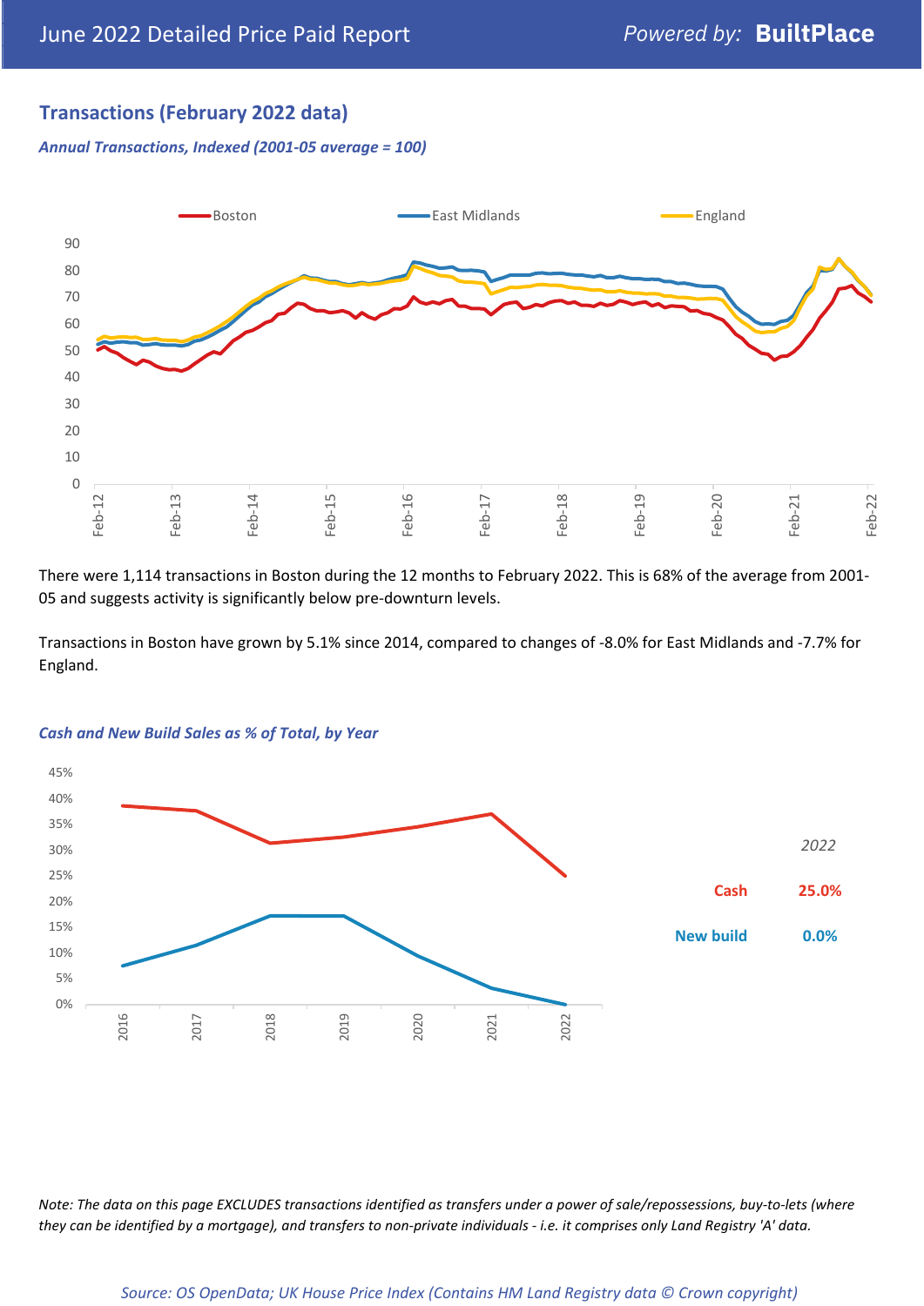## Transactions (February 2022 data)

*Annual Transactions, Indexed (2001-05 average = 100)*

There were 1,114 transactions in Boston during the 12 months to February 2022. This is 68% of the average from 2001-05 and suggests activity is significantly below pre-downturn levels.

Transactions in Boston have grown by 5.1% since 2014, compared to changes of -8.0% for East Midlands and -7.7% for England.

*Cash and New Build Sales as % of Total, by Year*

*2022*

| | |
|---|---|
| Cash | 25.0% |
| New build | 0.0% |

*Note: The data on this page EXCLUDES transactions identified as transfers under a power of sale/repossessions, buy-to-lets (where they can be identified by a mortgage), and transfers to non-private individuals - i.e. it comprises only Land Registry 'A' data.*

*Source: OS OpenData; UK House Price Index (Contains HM Land Registry data © Crown copyright)*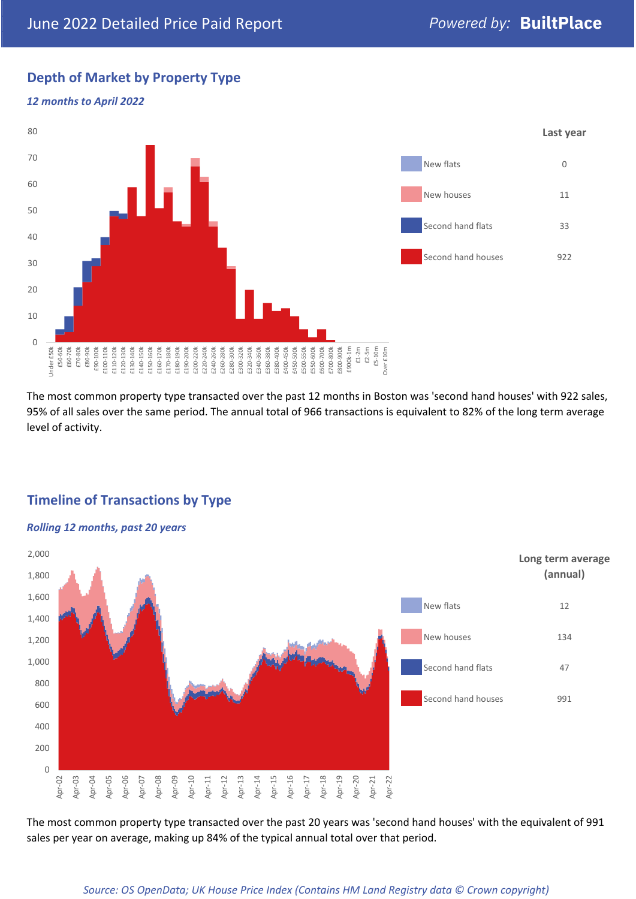June 2022 Detailed Price Paid Report

Powered by: **BuiltPlace**

## Depth of Market by Property Type

*12 months to April 2022*

80
70
60
50
40
30
20
10
0

Under £50k, £50-60k, £60-70k, £70-80k, £80-90k, £90-100k, £100-110k, £110-120k, £120-130k, £130-140k, £140-150k, £150-160k, £160-170k, £170-180k, £180-190k, £190-200k, £200-220k, £220-240k, £240-260k, £260-280k, £280-300k, £300-320k, £320-340k, £340-360k, £360-380k, £380-400k, £400-450k, £450-500k, £500-550k, £550-600k, £600-700k, £700-800k, £800-900k, £900k-1m, £1-2m, £2-5m, £5-10m, Over £10m

Last year

New flats 0
New houses 11
Second hand flats 33
Second hand houses 922

The most common property type transacted over the past 12 months in Boston was 'second hand houses' with 922 sales, 95% of all sales over the same period. The annual total of 966 transactions is equivalent to 82% of the long term average level of activity.

## Timeline of Transactions by Type

*Rolling 12 months, past 20 years*

2,000
1,800
1,600
1,400
1,200
1,000
800
600
400
200
0

Apr-02, Apr-03, Apr-04, Apr-05, Apr-06, Apr-07, Apr-08, Apr-09, Apr-10, Apr-11, Apr-12, Apr-13, Apr-14, Apr-15, Apr-16, Apr-17, Apr-18, Apr-19, Apr-20, Apr-21, Apr-22

Long term average (annual)

New flats 12
New houses 134
Second hand flats 47
Second hand houses 991

The most common property type transacted over the past 20 years was 'second hand houses' with the equivalent of 991 sales per year on average, making up 84% of the typical annual total over that period.

*Source: OS OpenData; UK House Price Index (Contains HM Land Registry data © Crown copyright)*